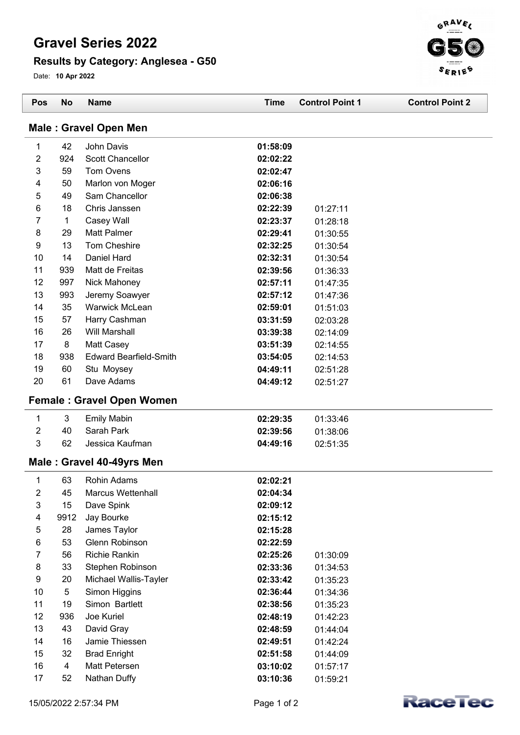# Gravel Series 2022

## Results by Category: Anglesea - G50

Date: **10 Apr 2022**

### Male : Gravel Open Men

| Pos | No | Name | Time | Control Point 1 | Control Point 2 |
|---|---|---|---|---|---|
| 1 | 42 | John Davis | **01:58:09** | | |
| 2 | 924 | Scott Chancellor | **02:02:22** | | |
| 3 | 59 | Tom Ovens | **02:02:47** | | |
| 4 | 50 | Marlon von Moger | **02:06:16** | | |
| 5 | 49 | Sam Chancellor | **02:06:38** | | |
| 6 | 18 | Chris Janssen | **02:22:39** | 01:27:11 | |
| 7 | 1 | Casey Wall | **02:23:37** | 01:28:18 | |
| 8 | 29 | Matt Palmer | **02:29:41** | 01:30:55 | |
| 9 | 13 | Tom Cheshire | **02:32:25** | 01:30:54 | |
| 10 | 14 | Daniel Hard | **02:32:31** | 01:30:54 | |
| 11 | 939 | Matt de Freitas | **02:39:56** | 01:36:33 | |
| 12 | 997 | Nick Mahoney | **02:57:11** | 01:47:35 | |
| 13 | 993 | Jeremy Soawyer | **02:57:12** | 01:47:36 | |
| 14 | 35 | Warwick McLean | **02:59:01** | 01:51:03 | |
| 15 | 57 | Harry Cashman | **03:31:59** | 02:03:28 | |
| 16 | 26 | Will Marshall | **03:39:38** | 02:14:09 | |
| 17 | 8 | Matt Casey | **03:51:39** | 02:14:55 | |
| 18 | 938 | Edward Bearfield-Smith | **03:54:05** | 02:14:53 | |
| 19 | 60 | Stu Moysey | **04:49:11** | 02:51:28 | |
| 20 | 61 | Dave Adams | **04:49:12** | 02:51:27 | |

### Female : Gravel Open Women

| Pos | No | Name | Time | Control Point 1 | Control Point 2 |
|---|---|---|---|---|---|
| 1 | 3 | Emily Mabin | **02:29:35** | 01:33:46 | |
| 2 | 40 | Sarah Park | **02:39:56** | 01:38:06 | |
| 3 | 62 | Jessica Kaufman | **04:49:16** | 02:51:35 | |

### Male : Gravel 40-49yrs Men

| Pos | No | Name | Time | Control Point 1 | Control Point 2 |
|---|---|---|---|---|---|
| 1 | 63 | Rohin Adams | **02:02:21** | | |
| 2 | 45 | Marcus Wettenhall | **02:04:34** | | |
| 3 | 15 | Dave Spink | **02:09:12** | | |
| 4 | 9912 | Jay Bourke | **02:15:12** | | |
| 5 | 28 | James Taylor | **02:15:28** | | |
| 6 | 53 | Glenn Robinson | **02:22:59** | | |
| 7 | 56 | Richie Rankin | **02:25:26** | 01:30:09 | |
| 8 | 33 | Stephen Robinson | **02:33:36** | 01:34:53 | |
| 9 | 20 | Michael Wallis-Tayler | **02:33:42** | 01:35:23 | |
| 10 | 5 | Simon Higgins | **02:36:44** | 01:34:36 | |
| 11 | 19 | Simon Bartlett | **02:38:56** | 01:35:23 | |
| 12 | 936 | Joe Kuriel | **02:48:19** | 01:42:23 | |
| 13 | 43 | David Gray | **02:48:59** | 01:44:04 | |
| 14 | 16 | Jamie Thiessen | **02:49:51** | 01:42:24 | |
| 15 | 32 | Brad Enright | **02:51:58** | 01:44:09 | |
| 16 | 4 | Matt Petersen | **03:10:02** | 01:57:17 | |
| 17 | 52 | Nathan Duffy | **03:10:36** | 01:59:21 | |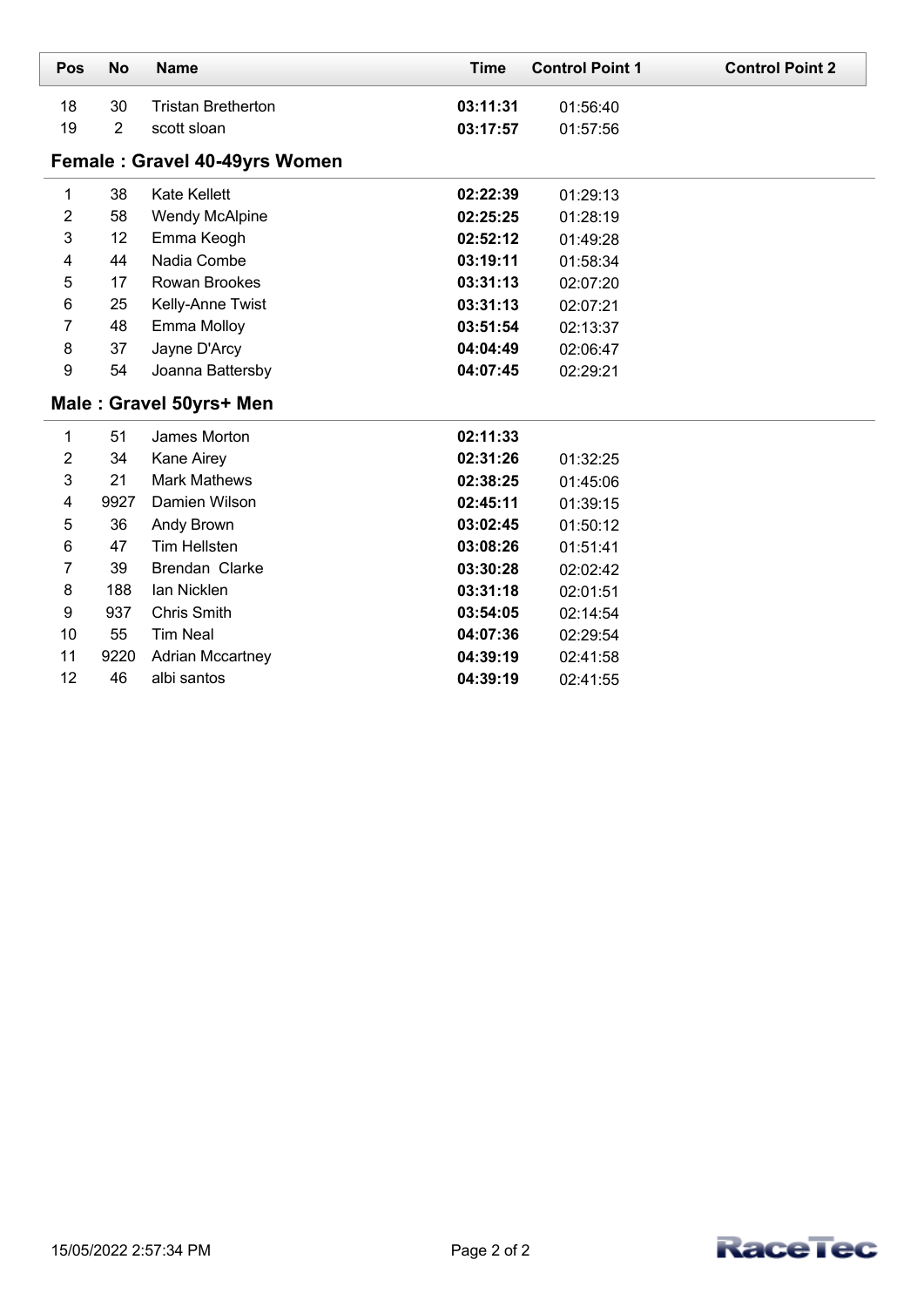| Pos | No | Name | Time | Control Point 1 | Control Point 2 |
|---|---|---|---|---|---|
| 18 | 30 | Tristan Bretherton | **03:11:31** | 01:56:40 | |
| 19 | 2 | scott sloan | **03:17:57** | 01:57:56 | |

## Female : Gravel 40-49yrs Women

| Pos | No | Name | Time | Control Point 1 | Control Point 2 |
|---|---|---|---|---|---|
| 1 | 38 | Kate Kellett | **02:22:39** | 01:29:13 | |
| 2 | 58 | Wendy McAlpine | **02:25:25** | 01:28:19 | |
| 3 | 12 | Emma Keogh | **02:52:12** | 01:49:28 | |
| 4 | 44 | Nadia Combe | **03:19:11** | 01:58:34 | |
| 5 | 17 | Rowan Brookes | **03:31:13** | 02:07:20 | |
| 6 | 25 | Kelly-Anne Twist | **03:31:13** | 02:07:21 | |
| 7 | 48 | Emma Molloy | **03:51:54** | 02:13:37 | |
| 8 | 37 | Jayne D'Arcy | **04:04:49** | 02:06:47 | |
| 9 | 54 | Joanna Battersby | **04:07:45** | 02:29:21 | |

## Male : Gravel 50yrs+ Men

| Pos | No | Name | Time | Control Point 1 | Control Point 2 |
|---|---|---|---|---|---|
| 1 | 51 | James Morton | **02:11:33** | | |
| 2 | 34 | Kane Airey | **02:31:26** | 01:32:25 | |
| 3 | 21 | Mark Mathews | **02:38:25** | 01:45:06 | |
| 4 | 9927 | Damien Wilson | **02:45:11** | 01:39:15 | |
| 5 | 36 | Andy Brown | **03:02:45** | 01:50:12 | |
| 6 | 47 | Tim Hellsten | **03:08:26** | 01:51:41 | |
| 7 | 39 | Brendan Clarke | **03:30:28** | 02:02:42 | |
| 8 | 188 | Ian Nicklen | **03:31:18** | 02:01:51 | |
| 9 | 937 | Chris Smith | **03:54:05** | 02:14:54 | |
| 10 | 55 | Tim Neal | **04:07:36** | 02:29:54 | |
| 11 | 9220 | Adrian Mccartney | **04:39:19** | 02:41:58 | |
| 12 | 46 | albi santos | **04:39:19** | 02:41:55 | |

15/05/2022 2:57:34 PM

RaceTec